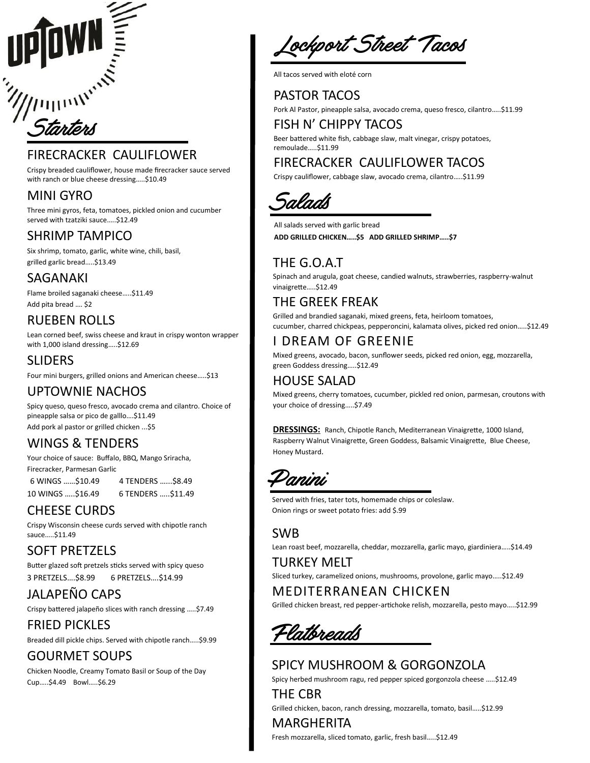# UPTOWN

## Starters

### FIRECRACKER CAULIFLOWER

Crispy breaded cauliflower, house made firecracker sauce served with ranch or blue cheese dressing…..$10.49

### MINI GYRO

Three mini gyros, feta, tomatoes, pickled onion and cucumber served with tzatziki sauce…..$12.49

### SHRIMP TAMPICO

Six shrimp, tomato, garlic, white wine, chili, basil, grilled garlic bread…..$13.49

### SAGANAKI

Flame broiled saganaki cheese…..$11.49
Add pita bread …. $2

### RUEBEN ROLLS

Lean corned beef, swiss cheese and kraut in crispy wonton wrapper with 1,000 island dressing…..$12.69

### SLIDERS

Four mini burgers, grilled onions and American cheese…..$13

### UPTOWNIE NACHOS

Spicy queso, queso fresco, avocado crema and cilantro. Choice of pineapple salsa or pico de galllo….$11.49
Add pork al pastor or grilled chicken ...$5

### WINGS & TENDERS

Your choice of sauce: Buffalo, BBQ, Mango Sriracha, Firecracker, Parmesan Garlic

6 WINGS ……$10.49 4 TENDERS ……$8.49
10 WINGS …..$16.49 6 TENDERS …..$11.49

### CHEESE CURDS

Crispy Wisconsin cheese curds served with chipotle ranch sauce…..$11.49

### SOFT PRETZELS

Butter glazed soft pretzels sticks served with spicy queso
3 PRETZELS….$8.99 6 PRETZELS….$14.99

### JALAPEÑO CAPS

Crispy battered jalapeño slices with ranch dressing …..$7.49

### FRIED PICKLES

Breaded dill pickle chips. Served with chipotle ranch…..$9.99

### GOURMET SOUPS

Chicken Noodle, Creamy Tomato Basil or Soup of the Day
Cup…..$4.49 Bowl…..$6.29

## Lockport Street Tacos

All tacos served with eloté corn

### PASTOR TACOS

Pork Al Pastor, pineapple salsa, avocado crema, queso fresco, cilantro…..$11.99

### FISH N' CHIPPY TACOS

Beer battered white fish, cabbage slaw, malt vinegar, crispy potatoes, remoulade…..$11.99

### FIRECRACKER CAULIFLOWER TACOS

Crispy cauliflower, cabbage slaw, avocado crema, cilantro…..$11.99

## Salads

All salads served with garlic bread
**ADD GRILLED CHICKEN…..$5 ADD GRILLED SHRIMP…..$7**

### THE G.O.A.T

Spinach and arugula, goat cheese, candied walnuts, strawberries, raspberry-walnut vinaigrette…..$12.49

### THE GREEK FREAK

Grilled and brandied saganaki, mixed greens, feta, heirloom tomatoes, cucumber, charred chickpeas, pepperoncini, kalamata olives, picked red onion…..$12.49

### I DREAM OF GREENIE

Mixed greens, avocado, bacon, sunflower seeds, picked red onion, egg, mozzarella, green Goddess dressing…..$12.49

### HOUSE SALAD

Mixed greens, cherry tomatoes, cucumber, pickled red onion, parmesan, croutons with your choice of dressing…..$7.49

**DRESSINGS:** Ranch, Chipotle Ranch, Mediterranean Vinaigrette, 1000 Island, Raspberry Walnut Vinaigrette, Green Goddess, Balsamic Vinaigrette, Blue Cheese, Honey Mustard.

## Panini

Served with fries, tater tots, homemade chips or coleslaw.
Onion rings or sweet potato fries: add $.99

### SWB

Lean roast beef, mozzarella, cheddar, mozzarella, garlic mayo, giardiniera…..$14.49

### TURKEY MELT

Sliced turkey, caramelized onions, mushrooms, provolone, garlic mayo…..$12.49

### MEDITERRANEAN CHICKEN

Grilled chicken breast, red pepper-artichoke relish, mozzarella, pesto mayo…..$12.99

## Flatbreads

### SPICY MUSHROOM & GORGONZOLA

Spicy herbed mushroom ragu, red pepper spiced gorgonzola cheese …..$12.49

### THE CBR

Grilled chicken, bacon, ranch dressing, mozzarella, tomato, basil…..$12.99

### MARGHERITA

Fresh mozzarella, sliced tomato, garlic, fresh basil…..$12.49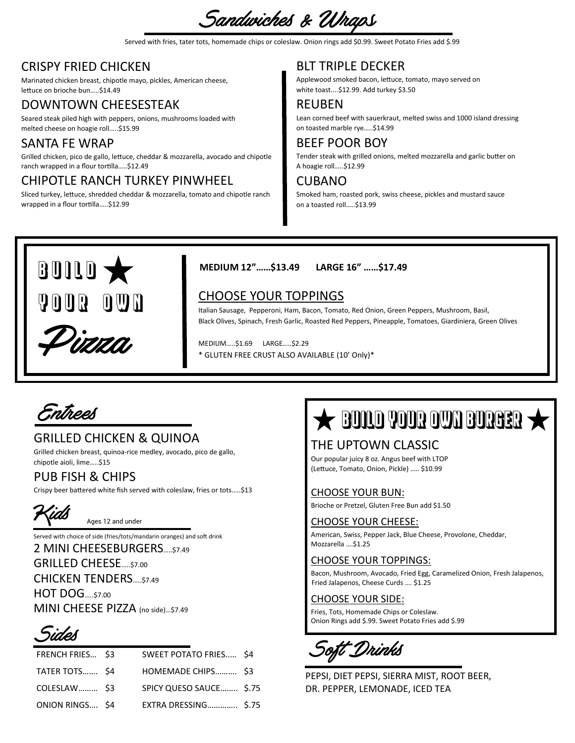# Sandwiches & Wraps

Served with fries, tater tots, homemade chips or coleslaw. Onion rings add $0.99. Sweet Potato Fries add $.99

### CRISPY FRIED CHICKEN

Marinated chicken breast, chipotle mayo, pickles, American cheese, lettuce on brioche bun…..$14.49

### DOWNTOWN CHEESESTEAK

Seared steak piled high with peppers, onions, mushrooms loaded with melted cheese on hoagie roll…..$15.99

### SANTA FE WRAP

Grilled chicken, pico de gallo, lettuce, cheddar & mozzarella, avocado and chipotle ranch wrapped in a flour tortilla…..$12.49

### CHIPOTLE RANCH TURKEY PINWHEEL

Sliced turkey, lettuce, shredded cheddar & mozzarella, tomato and chipotle ranch wrapped in a flour tortilla…..$12.99

### BLT TRIPLE DECKER

Applewood smoked bacon, lettuce, tomato, mayo served on white toast....$12.99. Add turkey $3.50

### REUBEN

Lean corned beef with sauerkraut, melted swiss and 1000 island dressing on toasted marble rye…..$14.99

### BEEF POOR BOY

Tender steak with grilled onions, melted mozzarella and garlic butter on A hoagie roll…..$12.99

### CUBANO

Smoked ham, roasted pork, swiss cheese, pickles and mustard sauce on a toasted roll…..$13.99

# BUILD ★ YOUR OWN Pizza

**MEDIUM 12"……$13.49 LARGE 16" ……$17.49**

### CHOOSE YOUR TOPPINGS

Italian Sausage, Pepperoni, Ham, Bacon, Tomato, Red Onion, Green Peppers, Mushroom, Basil, Black Olives, Spinach, Fresh Garlic, Roasted Red Peppers, Pineapple, Tomatoes, Giardiniera, Green Olives

MEDIUM…..$1.69 LARGE…..$2.29

* GLUTEN FREE CRUST ALSO AVAILABLE (10' Only)*

# Entrees

### GRILLED CHICKEN & QUINOA

Grilled chicken breast, quinoa-rice medley, avocado, pico de gallo, chipotle aioli, lime…..$15

### PUB FISH & CHIPS

Crispy beer battered white fish served with coleslaw, fries or tots…..$13

# Kids

Ages 12 and under

Served with choice of side (fries/tots/mandarin oranges) and soft drink

2 MINI CHEESEBURGERS…..$7.49

GRILLED CHEESE…..$7.00

CHICKEN TENDERS…..$7.49

HOT DOG…..$7.00

MINI CHEESE PIZZA (no side)…$7.49

# Sides

| | | | |
|---|---|---|---|
| FRENCH FRIES… | $3 | SWEET POTATO FRIES….. | $4 |
| TATER TOTS……. | $4 | HOMEMADE CHIPS………. | $3 |
| COLESLAW……… | $3 | SPICY QUESO SAUCE…….. | $.75 |
| ONION RINGS…. | $4 | EXTRA DRESSING…………. | $.75 |

# ★ BUILD YOUR OWN BURGER ★

### THE UPTOWN CLASSIC

Our popular juicy 8 oz. Angus beef with LTOP (Lettuce, Tomato, Onion, Pickle) ….. $10.99

### CHOOSE YOUR BUN:

Brioche or Pretzel, Gluten Free Bun add $1.50

### CHOOSE YOUR CHEESE:

American, Swiss, Pepper Jack, Blue Cheese, Provolone, Cheddar, Mozzarella ….$1.25

### CHOOSE YOUR TOPPINGS:

Bacon, Mushroom, Avocado, Fried Egg, Caramelized Onion, Fresh Jalapenos, Fried Jalapenos, Cheese Curds …. $1.25

### CHOOSE YOUR SIDE:

Fries, Tots, Homemade Chips or Coleslaw.
Onion Rings add $.99. Sweet Potato Fries add $.99

# Soft Drinks

PEPSI, DIET PEPSI, SIERRA MIST, ROOT BEER, DR. PEPPER, LEMONADE, ICED TEA